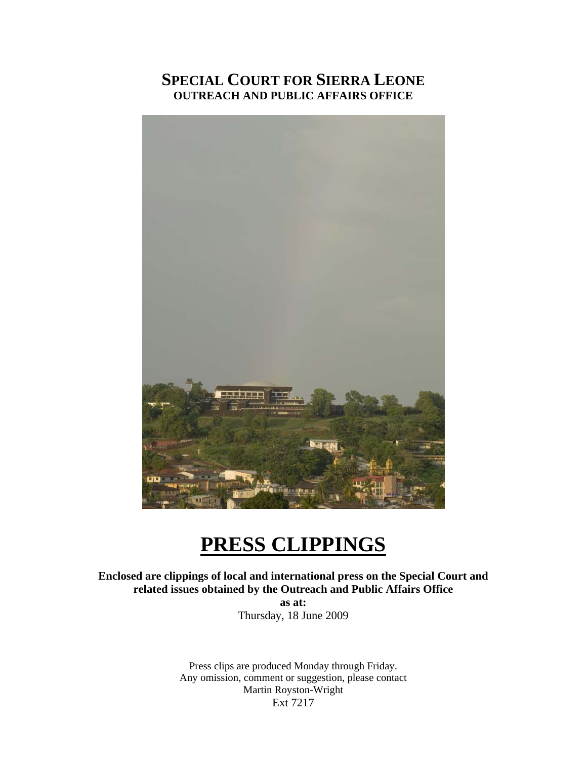# SPECIAL COURT FOR SIERRA LEONE

**OUTREACH AND PUBLIC AFFAIRS OFFICE**

# PRESS CLIPPINGS

**Enclosed are clippings of local and international press on the Special Court and related issues obtained by the Outreach and Public Affairs Office**

**as at:**

Thursday, 18 June 2009

Press clips are produced Monday through Friday.
Any omission, comment or suggestion, please contact
Martin Royston-Wright
Ext 7217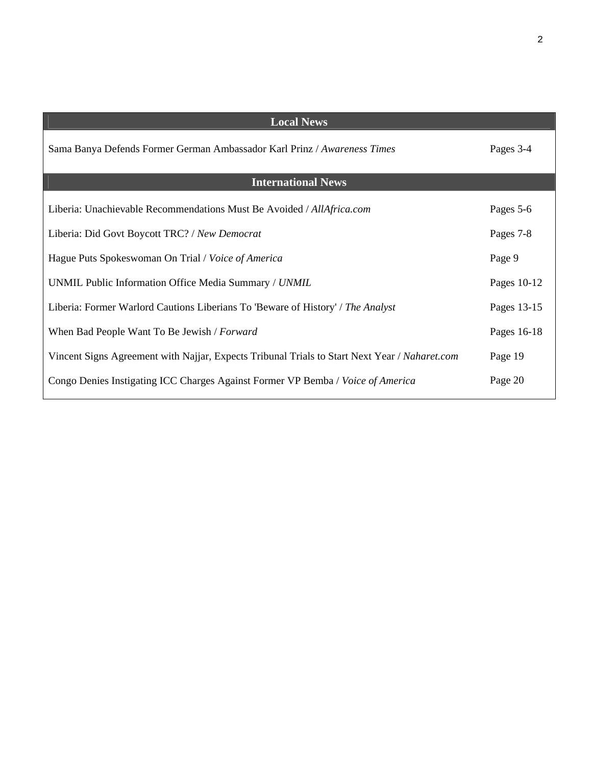| Local News | |
|---|---|
| Sama Banya Defends Former German Ambassador Karl Prinz / *Awareness Times* | Pages 3-4 |
| **International News** | |
| Liberia: Unachievable Recommendations Must Be Avoided / *AllAfrica.com* | Pages 5-6 |
| Liberia: Did Govt Boycott TRC? / *New Democrat* | Pages 7-8 |
| Hague Puts Spokeswoman On Trial / *Voice of America* | Page 9 |
| UNMIL Public Information Office Media Summary / *UNMIL* | Pages 10-12 |
| Liberia: Former Warlord Cautions Liberians To 'Beware of History' / *The Analyst* | Pages 13-15 |
| When Bad People Want To Be Jewish / *Forward* | Pages 16-18 |
| Vincent Signs Agreement with Najjar, Expects Tribunal Trials to Start Next Year / *Naharet.com* | Page 19 |
| Congo Denies Instigating ICC Charges Against Former VP Bemba / *Voice of America* | Page 20 |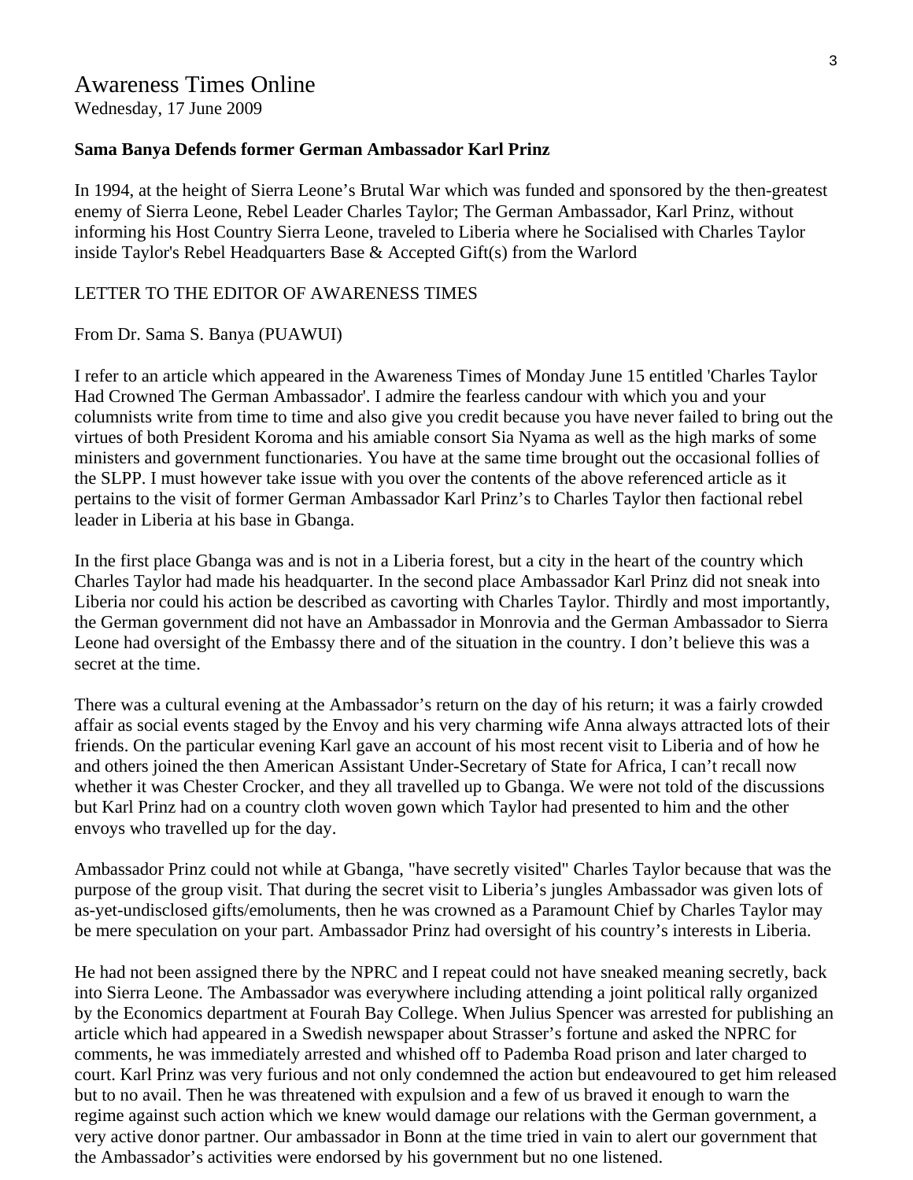# Awareness Times Online

Wednesday, 17 June 2009

**Sama Banya Defends former German Ambassador Karl Prinz**

In 1994, at the height of Sierra Leone's Brutal War which was funded and sponsored by the then-greatest enemy of Sierra Leone, Rebel Leader Charles Taylor; The German Ambassador, Karl Prinz, without informing his Host Country Sierra Leone, traveled to Liberia where he Socialised with Charles Taylor inside Taylor's Rebel Headquarters Base & Accepted Gift(s) from the Warlord

LETTER TO THE EDITOR OF AWARENESS TIMES

From Dr. Sama S. Banya (PUAWUI)

I refer to an article which appeared in the Awareness Times of Monday June 15 entitled 'Charles Taylor Had Crowned The German Ambassador'. I admire the fearless candour with which you and your columnists write from time to time and also give you credit because you have never failed to bring out the virtues of both President Koroma and his amiable consort Sia Nyama as well as the high marks of some ministers and government functionaries. You have at the same time brought out the occasional follies of the SLPP. I must however take issue with you over the contents of the above referenced article as it pertains to the visit of former German Ambassador Karl Prinz's to Charles Taylor then factional rebel leader in Liberia at his base in Gbanga.

In the first place Gbanga was and is not in a Liberia forest, but a city in the heart of the country which Charles Taylor had made his headquarter. In the second place Ambassador Karl Prinz did not sneak into Liberia nor could his action be described as cavorting with Charles Taylor. Thirdly and most importantly, the German government did not have an Ambassador in Monrovia and the German Ambassador to Sierra Leone had oversight of the Embassy there and of the situation in the country. I don't believe this was a secret at the time.

There was a cultural evening at the Ambassador's return on the day of his return; it was a fairly crowded affair as social events staged by the Envoy and his very charming wife Anna always attracted lots of their friends. On the particular evening Karl gave an account of his most recent visit to Liberia and of how he and others joined the then American Assistant Under-Secretary of State for Africa, I can't recall now whether it was Chester Crocker, and they all travelled up to Gbanga. We were not told of the discussions but Karl Prinz had on a country cloth woven gown which Taylor had presented to him and the other envoys who travelled up for the day.

Ambassador Prinz could not while at Gbanga, "have secretly visited" Charles Taylor because that was the purpose of the group visit. That during the secret visit to Liberia's jungles Ambassador was given lots of as-yet-undisclosed gifts/emoluments, then he was crowned as a Paramount Chief by Charles Taylor may be mere speculation on your part. Ambassador Prinz had oversight of his country's interests in Liberia.

He had not been assigned there by the NPRC and I repeat could not have sneaked meaning secretly, back into Sierra Leone. The Ambassador was everywhere including attending a joint political rally organized by the Economics department at Fourah Bay College. When Julius Spencer was arrested for publishing an article which had appeared in a Swedish newspaper about Strasser's fortune and asked the NPRC for comments, he was immediately arrested and whished off to Pademba Road prison and later charged to court. Karl Prinz was very furious and not only condemned the action but endeavoured to get him released but to no avail. Then he was threatened with expulsion and a few of us braved it enough to warn the regime against such action which we knew would damage our relations with the German government, a very active donor partner. Our ambassador in Bonn at the time tried in vain to alert our government that the Ambassador's activities were endorsed by his government but no one listened.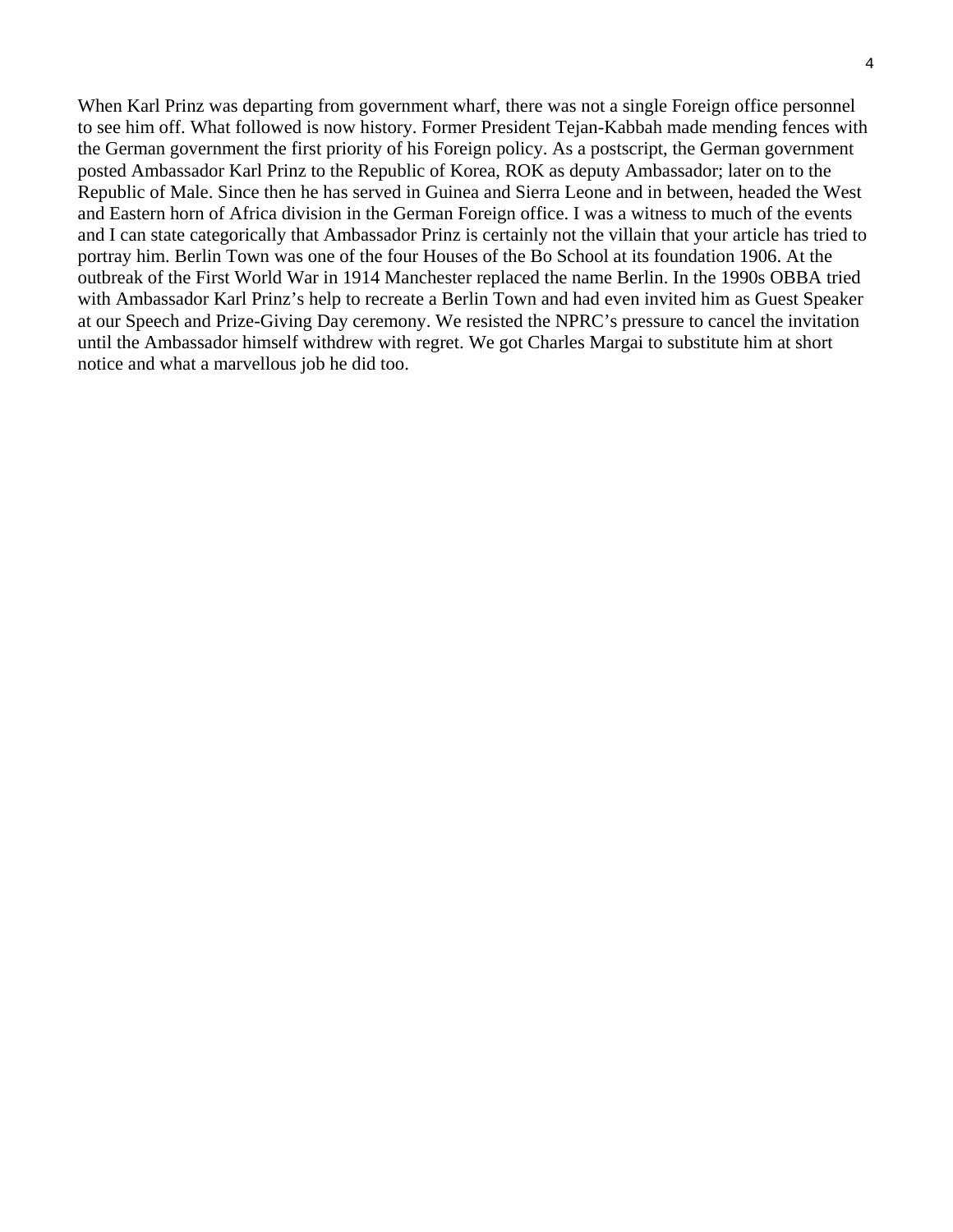When Karl Prinz was departing from government wharf, there was not a single Foreign office personnel to see him off. What followed is now history. Former President Tejan-Kabbah made mending fences with the German government the first priority of his Foreign policy. As a postscript, the German government posted Ambassador Karl Prinz to the Republic of Korea, ROK as deputy Ambassador; later on to the Republic of Male. Since then he has served in Guinea and Sierra Leone and in between, headed the West and Eastern horn of Africa division in the German Foreign office. I was a witness to much of the events and I can state categorically that Ambassador Prinz is certainly not the villain that your article has tried to portray him. Berlin Town was one of the four Houses of the Bo School at its foundation 1906. At the outbreak of the First World War in 1914 Manchester replaced the name Berlin. In the 1990s OBBA tried with Ambassador Karl Prinz's help to recreate a Berlin Town and had even invited him as Guest Speaker at our Speech and Prize-Giving Day ceremony. We resisted the NPRC's pressure to cancel the invitation until the Ambassador himself withdrew with regret. We got Charles Margai to substitute him at short notice and what a marvellous job he did too.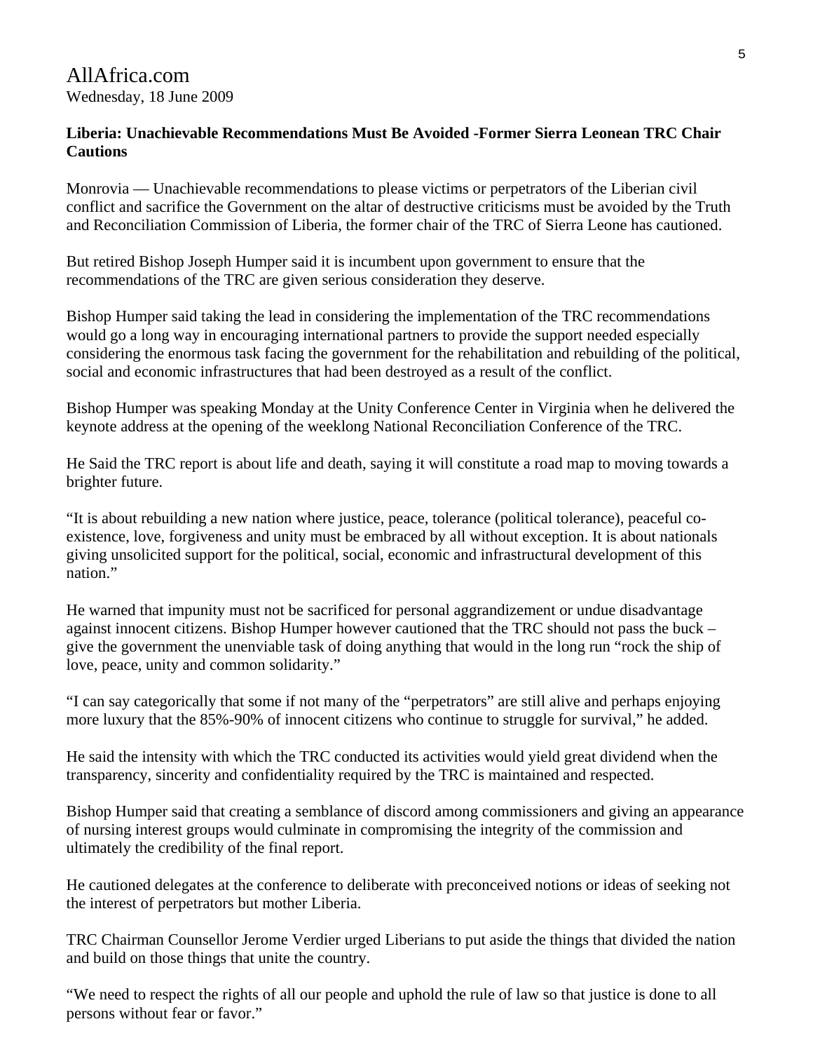AllAfrica.com
Wednesday, 18 June 2009

**Liberia: Unachievable Recommendations Must Be Avoided -Former Sierra Leonean TRC Chair Cautions**

Monrovia — Unachievable recommendations to please victims or perpetrators of the Liberian civil conflict and sacrifice the Government on the altar of destructive criticisms must be avoided by the Truth and Reconciliation Commission of Liberia, the former chair of the TRC of Sierra Leone has cautioned.

But retired Bishop Joseph Humper said it is incumbent upon government to ensure that the recommendations of the TRC are given serious consideration they deserve.

Bishop Humper said taking the lead in considering the implementation of the TRC recommendations would go a long way in encouraging international partners to provide the support needed especially considering the enormous task facing the government for the rehabilitation and rebuilding of the political, social and economic infrastructures that had been destroyed as a result of the conflict.

Bishop Humper was speaking Monday at the Unity Conference Center in Virginia when he delivered the keynote address at the opening of the weeklong National Reconciliation Conference of the TRC.

He Said the TRC report is about life and death, saying it will constitute a road map to moving towards a brighter future.

"It is about rebuilding a new nation where justice, peace, tolerance (political tolerance), peaceful co-existence, love, forgiveness and unity must be embraced by all without exception. It is about nationals giving unsolicited support for the political, social, economic and infrastructural development of this nation."

He warned that impunity must not be sacrificed for personal aggrandizement or undue disadvantage against innocent citizens. Bishop Humper however cautioned that the TRC should not pass the buck – give the government the unenviable task of doing anything that would in the long run "rock the ship of love, peace, unity and common solidarity."

"I can say categorically that some if not many of the "perpetrators" are still alive and perhaps enjoying more luxury that the 85%-90% of innocent citizens who continue to struggle for survival," he added.

He said the intensity with which the TRC conducted its activities would yield great dividend when the transparency, sincerity and confidentiality required by the TRC is maintained and respected.

Bishop Humper said that creating a semblance of discord among commissioners and giving an appearance of nursing interest groups would culminate in compromising the integrity of the commission and ultimately the credibility of the final report.

He cautioned delegates at the conference to deliberate with preconceived notions or ideas of seeking not the interest of perpetrators but mother Liberia.

TRC Chairman Counsellor Jerome Verdier urged Liberians to put aside the things that divided the nation and build on those things that unite the country.

"We need to respect the rights of all our people and uphold the rule of law so that justice is done to all persons without fear or favor."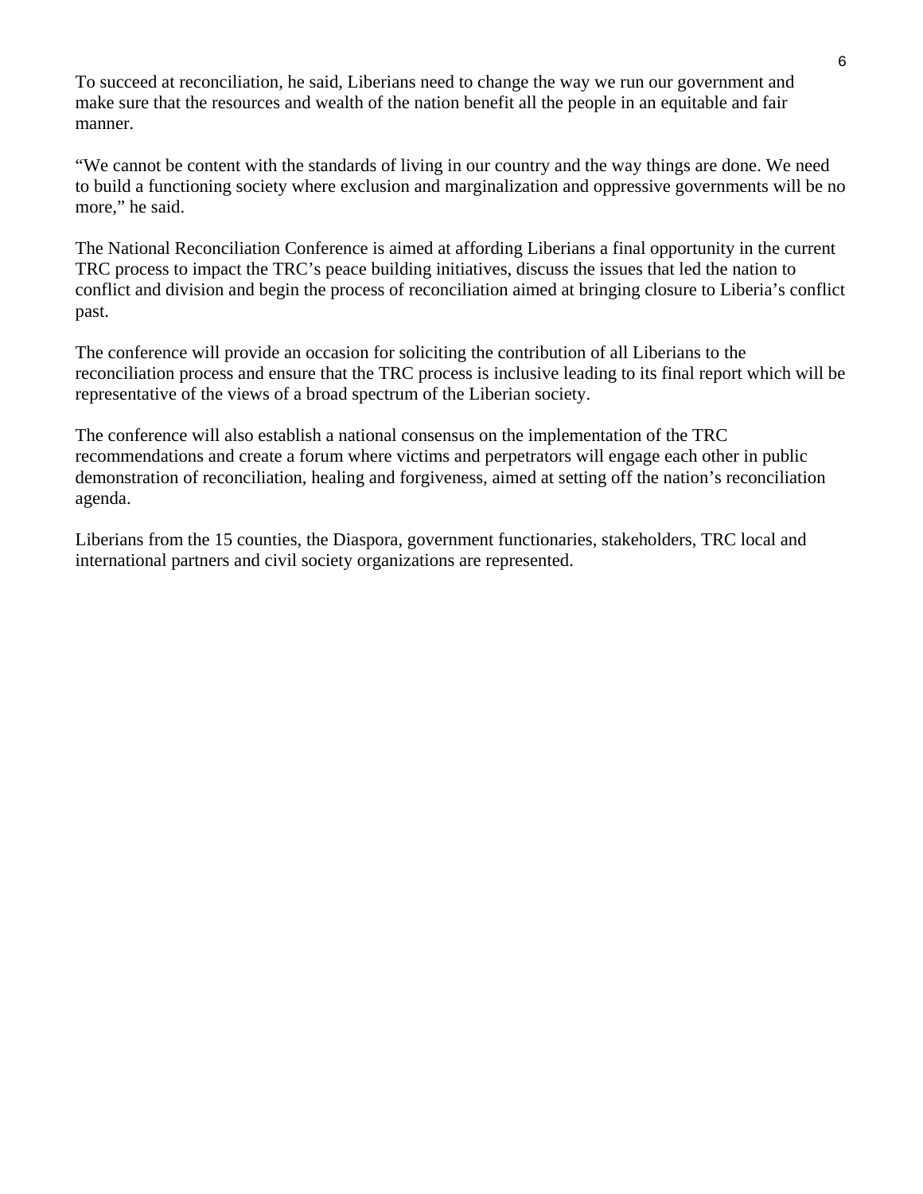To succeed at reconciliation, he said, Liberians need to change the way we run our government and make sure that the resources and wealth of the nation benefit all the people in an equitable and fair manner.

"We cannot be content with the standards of living in our country and the way things are done. We need to build a functioning society where exclusion and marginalization and oppressive governments will be no more," he said.

The National Reconciliation Conference is aimed at affording Liberians a final opportunity in the current TRC process to impact the TRC's peace building initiatives, discuss the issues that led the nation to conflict and division and begin the process of reconciliation aimed at bringing closure to Liberia's conflict past.

The conference will provide an occasion for soliciting the contribution of all Liberians to the reconciliation process and ensure that the TRC process is inclusive leading to its final report which will be representative of the views of a broad spectrum of the Liberian society.

The conference will also establish a national consensus on the implementation of the TRC recommendations and create a forum where victims and perpetrators will engage each other in public demonstration of reconciliation, healing and forgiveness, aimed at setting off the nation's reconciliation agenda.

Liberians from the 15 counties, the Diaspora, government functionaries, stakeholders, TRC local and international partners and civil society organizations are represented.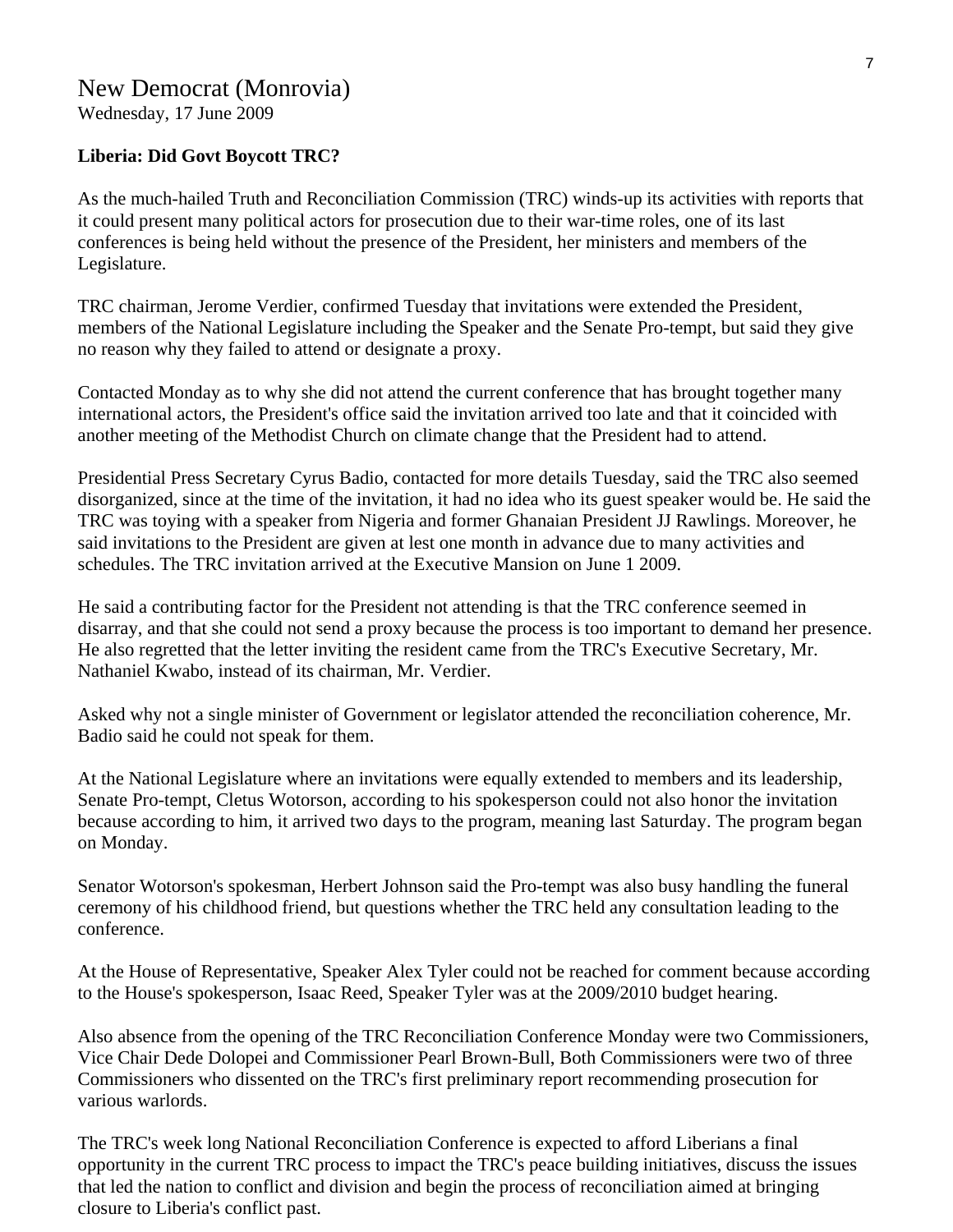# New Democrat (Monrovia)

Wednesday, 17 June 2009

**Liberia: Did Govt Boycott TRC?**

As the much-hailed Truth and Reconciliation Commission (TRC) winds-up its activities with reports that it could present many political actors for prosecution due to their war-time roles, one of its last conferences is being held without the presence of the President, her ministers and members of the Legislature.

TRC chairman, Jerome Verdier, confirmed Tuesday that invitations were extended the President, members of the National Legislature including the Speaker and the Senate Pro-tempt, but said they give no reason why they failed to attend or designate a proxy.

Contacted Monday as to why she did not attend the current conference that has brought together many international actors, the President's office said the invitation arrived too late and that it coincided with another meeting of the Methodist Church on climate change that the President had to attend.

Presidential Press Secretary Cyrus Badio, contacted for more details Tuesday, said the TRC also seemed disorganized, since at the time of the invitation, it had no idea who its guest speaker would be. He said the TRC was toying with a speaker from Nigeria and former Ghanaian President JJ Rawlings. Moreover, he said invitations to the President are given at lest one month in advance due to many activities and schedules. The TRC invitation arrived at the Executive Mansion on June 1 2009.

He said a contributing factor for the President not attending is that the TRC conference seemed in disarray, and that she could not send a proxy because the process is too important to demand her presence. He also regretted that the letter inviting the resident came from the TRC's Executive Secretary, Mr. Nathaniel Kwabo, instead of its chairman, Mr. Verdier.

Asked why not a single minister of Government or legislator attended the reconciliation coherence, Mr. Badio said he could not speak for them.

At the National Legislature where an invitations were equally extended to members and its leadership, Senate Pro-tempt, Cletus Wotorson, according to his spokesperson could not also honor the invitation because according to him, it arrived two days to the program, meaning last Saturday. The program began on Monday.

Senator Wotorson's spokesman, Herbert Johnson said the Pro-tempt was also busy handling the funeral ceremony of his childhood friend, but questions whether the TRC held any consultation leading to the conference.

At the House of Representative, Speaker Alex Tyler could not be reached for comment because according to the House's spokesperson, Isaac Reed, Speaker Tyler was at the 2009/2010 budget hearing.

Also absence from the opening of the TRC Reconciliation Conference Monday were two Commissioners, Vice Chair Dede Dolopei and Commissioner Pearl Brown-Bull, Both Commissioners were two of three Commissioners who dissented on the TRC's first preliminary report recommending prosecution for various warlords.

The TRC's week long National Reconciliation Conference is expected to afford Liberians a final opportunity in the current TRC process to impact the TRC's peace building initiatives, discuss the issues that led the nation to conflict and division and begin the process of reconciliation aimed at bringing closure to Liberia's conflict past.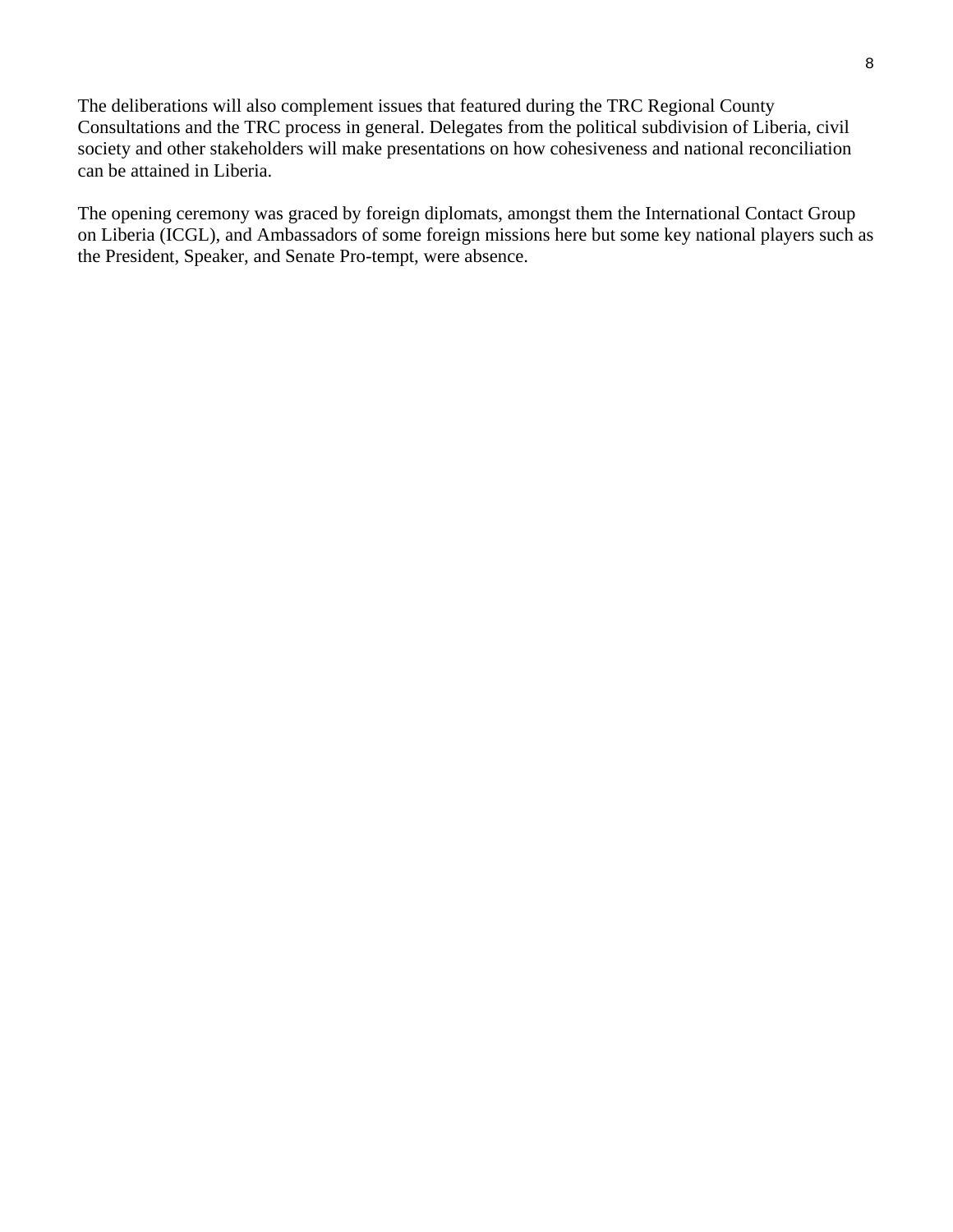The deliberations will also complement issues that featured during the TRC Regional County Consultations and the TRC process in general. Delegates from the political subdivision of Liberia, civil society and other stakeholders will make presentations on how cohesiveness and national reconciliation can be attained in Liberia.

The opening ceremony was graced by foreign diplomats, amongst them the International Contact Group on Liberia (ICGL), and Ambassadors of some foreign missions here but some key national players such as the President, Speaker, and Senate Pro-tempt, were absence.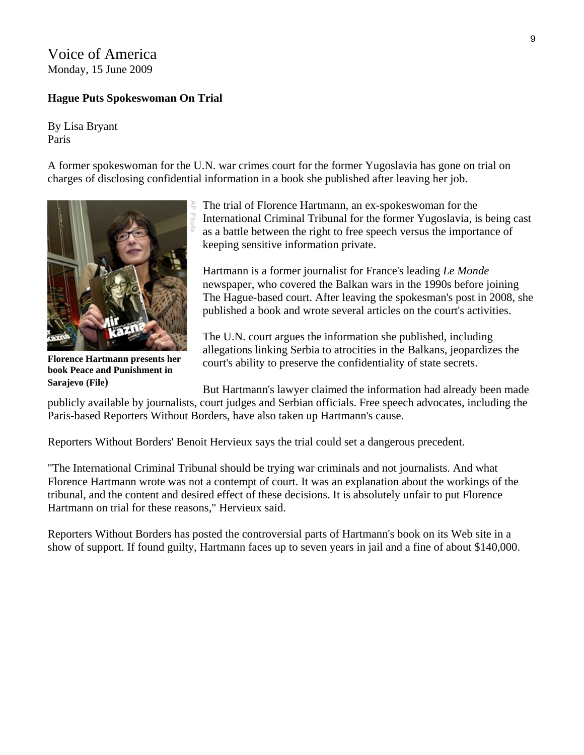Voice of America
Monday, 15 June 2009

**Hague Puts Spokeswoman On Trial**

By Lisa Bryant
Paris

A former spokeswoman for the U.N. war crimes court for the former Yugoslavia has gone on trial on charges of disclosing confidential information in a book she published after leaving her job.

**Florence Hartmann presents her book Peace and Punishment in Sarajevo (File)**

The trial of Florence Hartmann, an ex-spokeswoman for the International Criminal Tribunal for the former Yugoslavia, is being cast as a battle between the right to free speech versus the importance of keeping sensitive information private.

Hartmann is a former journalist for France's leading *Le Monde* newspaper, who covered the Balkan wars in the 1990s before joining The Hague-based court. After leaving the spokesman's post in 2008, she published a book and wrote several articles on the court's activities.

The U.N. court argues the information she published, including allegations linking Serbia to atrocities in the Balkans, jeopardizes the court's ability to preserve the confidentiality of state secrets.

But Hartmann's lawyer claimed the information had already been made publicly available by journalists, court judges and Serbian officials. Free speech advocates, including the Paris-based Reporters Without Borders, have also taken up Hartmann's cause.

Reporters Without Borders' Benoit Hervieux says the trial could set a dangerous precedent.

"The International Criminal Tribunal should be trying war criminals and not journalists. And what Florence Hartmann wrote was not a contempt of court. It was an explanation about the workings of the tribunal, and the content and desired effect of these decisions. It is absolutely unfair to put Florence Hartmann on trial for these reasons," Hervieux said.

Reporters Without Borders has posted the controversial parts of Hartmann's book on its Web site in a show of support. If found guilty, Hartmann faces up to seven years in jail and a fine of about $140,000.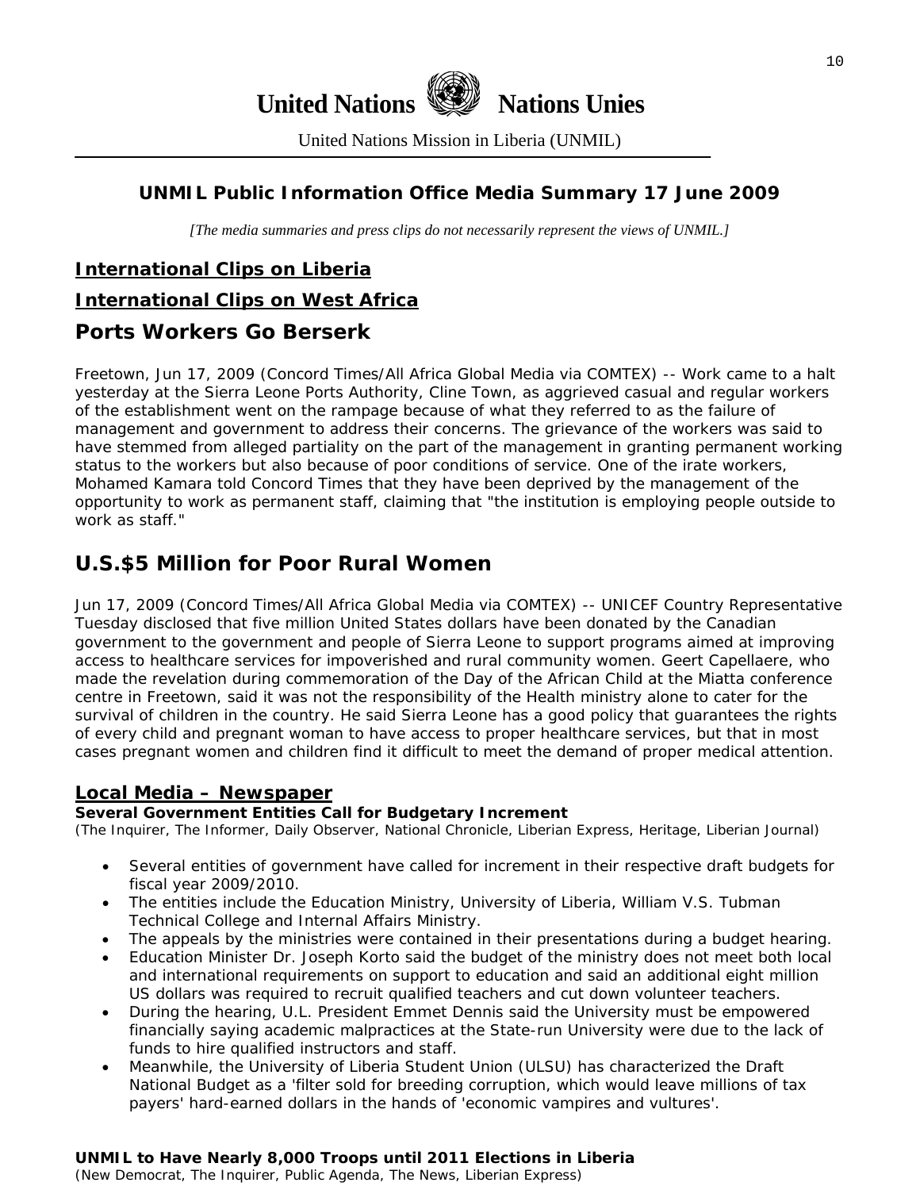# United Nations Nations Unies

United Nations Mission in Liberia (UNMIL)

## UNMIL Public Information Office Media Summary 17 June 2009

*[The media summaries and press clips do not necessarily represent the views of UNMIL.]*

## International Clips on Liberia

## International Clips on West Africa

## Ports Workers Go Berserk

Freetown, Jun 17, 2009 (Concord Times/All Africa Global Media via COMTEX) -- Work came to a halt yesterday at the Sierra Leone Ports Authority, Cline Town, as aggrieved casual and regular workers of the establishment went on the rampage because of what they referred to as the failure of management and government to address their concerns. The grievance of the workers was said to have stemmed from alleged partiality on the part of the management in granting permanent working status to the workers but also because of poor conditions of service. One of the irate workers, Mohamed Kamara told Concord Times that they have been deprived by the management of the opportunity to work as permanent staff, claiming that "the institution is employing people outside to work as staff."

## U.S.$5 Million for Poor Rural Women

Jun 17, 2009 (Concord Times/All Africa Global Media via COMTEX) -- UNICEF Country Representative Tuesday disclosed that five million United States dollars have been donated by the Canadian government to the government and people of Sierra Leone to support programs aimed at improving access to healthcare services for impoverished and rural community women. Geert Capellaere, who made the revelation during commemoration of the Day of the African Child at the Miatta conference centre in Freetown, said it was not the responsibility of the Health ministry alone to cater for the survival of children in the country. He said Sierra Leone has a good policy that guarantees the rights of every child and pregnant woman to have access to proper healthcare services, but that in most cases pregnant women and children find it difficult to meet the demand of proper medical attention.

## Local Media – Newspaper

**Several Government Entities Call for Budgetary Increment**
(The Inquirer, The Informer, Daily Observer, National Chronicle, Liberian Express, Heritage, Liberian Journal)

- Several entities of government have called for increment in their respective draft budgets for fiscal year 2009/2010.
- The entities include the Education Ministry, University of Liberia, William V.S. Tubman Technical College and Internal Affairs Ministry.
- The appeals by the ministries were contained in their presentations during a budget hearing.
- Education Minister Dr. Joseph Korto said the budget of the ministry does not meet both local and international requirements on support to education and said an additional eight million US dollars was required to recruit qualified teachers and cut down volunteer teachers.
- During the hearing, U.L. President Emmet Dennis said the University must be empowered financially saying academic malpractices at the State-run University were due to the lack of funds to hire qualified instructors and staff.
- Meanwhile, the University of Liberia Student Union (ULSU) has characterized the Draft National Budget as a 'filter sold for breeding corruption, which would leave millions of tax payers' hard-earned dollars in the hands of 'economic vampires and vultures'.

**UNMIL to Have Nearly 8,000 Troops until 2011 Elections in Liberia**
(New Democrat, The Inquirer, Public Agenda, The News, Liberian Express)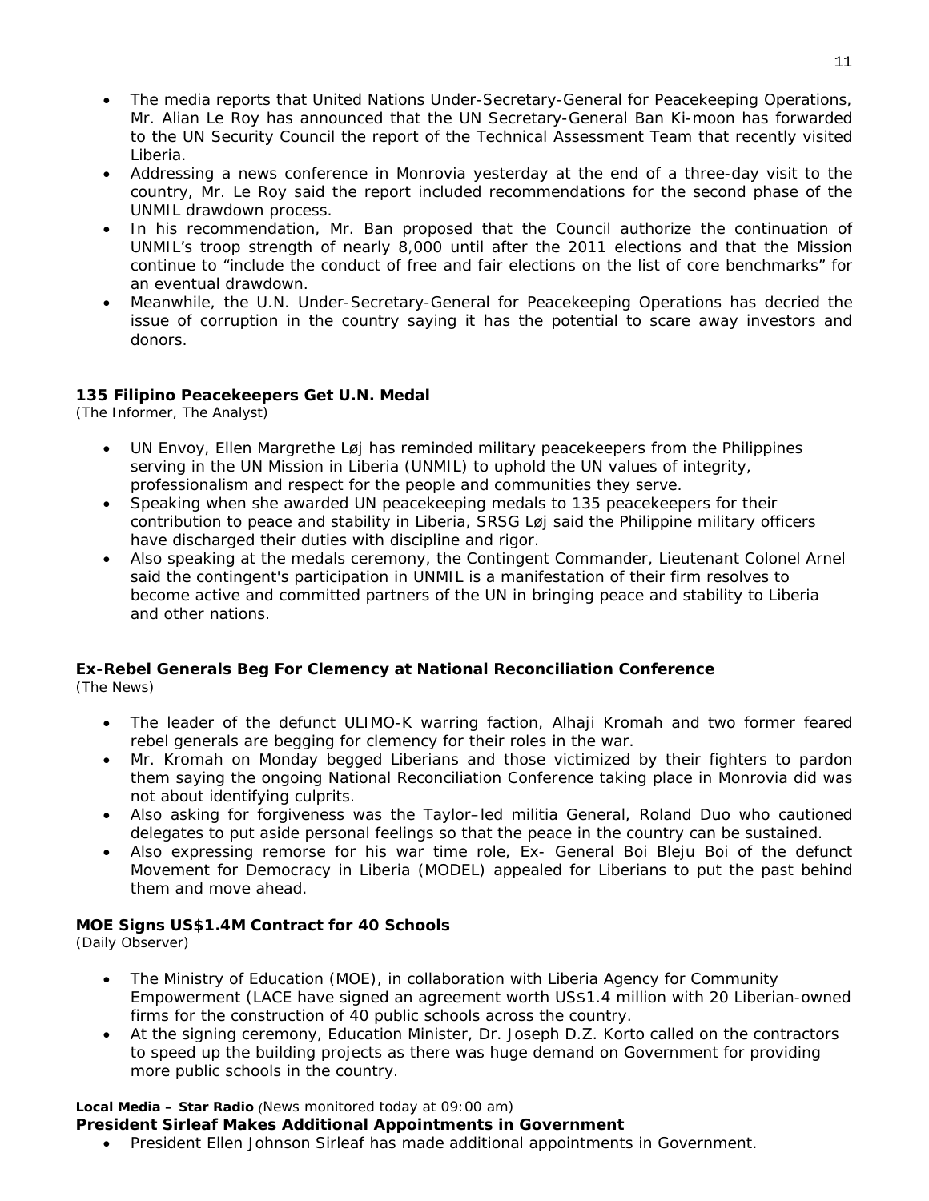- The media reports that United Nations Under-Secretary-General for Peacekeeping Operations, Mr. Alian Le Roy has announced that the UN Secretary-General Ban Ki-moon has forwarded to the UN Security Council the report of the Technical Assessment Team that recently visited Liberia.
- Addressing a news conference in Monrovia yesterday at the end of a three-day visit to the country, Mr. Le Roy said the report included recommendations for the second phase of the UNMIL drawdown process.
- In his recommendation, Mr. Ban proposed that the Council authorize the continuation of UNMIL's troop strength of nearly 8,000 until after the 2011 elections and that the Mission continue to "include the conduct of free and fair elections on the list of core benchmarks" for an eventual drawdown.
- Meanwhile, the U.N. Under-Secretary-General for Peacekeeping Operations has decried the issue of corruption in the country saying it has the potential to scare away investors and donors.

**135 Filipino Peacekeepers Get U.N. Medal**
*(The Informer, The Analyst)*

- UN Envoy, Ellen Margrethe Løj has reminded military peacekeepers from the Philippines serving in the UN Mission in Liberia (UNMIL) to uphold the UN values of integrity, professionalism and respect for the people and communities they serve.
- Speaking when she awarded UN peacekeeping medals to 135 peacekeepers for their contribution to peace and stability in Liberia, SRSG Løj said the Philippine military officers have discharged their duties with discipline and rigor.
- Also speaking at the medals ceremony, the Contingent Commander, Lieutenant Colonel Arnel said the contingent's participation in UNMIL is a manifestation of their firm resolves to become active and committed partners of the UN in bringing peace and stability to Liberia and other nations.

**Ex-Rebel Generals Beg For Clemency at National Reconciliation Conference**
*(The News)*

- The leader of the defunct ULIMO-K warring faction, Alhaji Kromah and two former feared rebel generals are begging for clemency for their roles in the war.
- Mr. Kromah on Monday begged Liberians and those victimized by their fighters to pardon them saying the ongoing National Reconciliation Conference taking place in Monrovia did was not about identifying culprits.
- Also asking for forgiveness was the Taylor–led militia General, Roland Duo who cautioned delegates to put aside personal feelings so that the peace in the country can be sustained.
- Also expressing remorse for his war time role, Ex- General Boi Bleju Boi of the defunct Movement for Democracy in Liberia (MODEL) appealed for Liberians to put the past behind them and move ahead.

**MOE Signs US$1.4M Contract for 40 Schools**
*(Daily Observer)*

- The Ministry of Education (MOE), in collaboration with Liberia Agency for Community Empowerment (LACE have signed an agreement worth US$1.4 million with 20 Liberian-owned firms for the construction of 40 public schools across the country.
- At the signing ceremony, Education Minister, Dr. Joseph D.Z. Korto called on the contractors to speed up the building projects as there was huge demand on Government for providing more public schools in the country.

**Local Media – Star Radio** *(News monitored today at 09:00 am)*

**President Sirleaf Makes Additional Appointments in Government**

- President Ellen Johnson Sirleaf has made additional appointments in Government.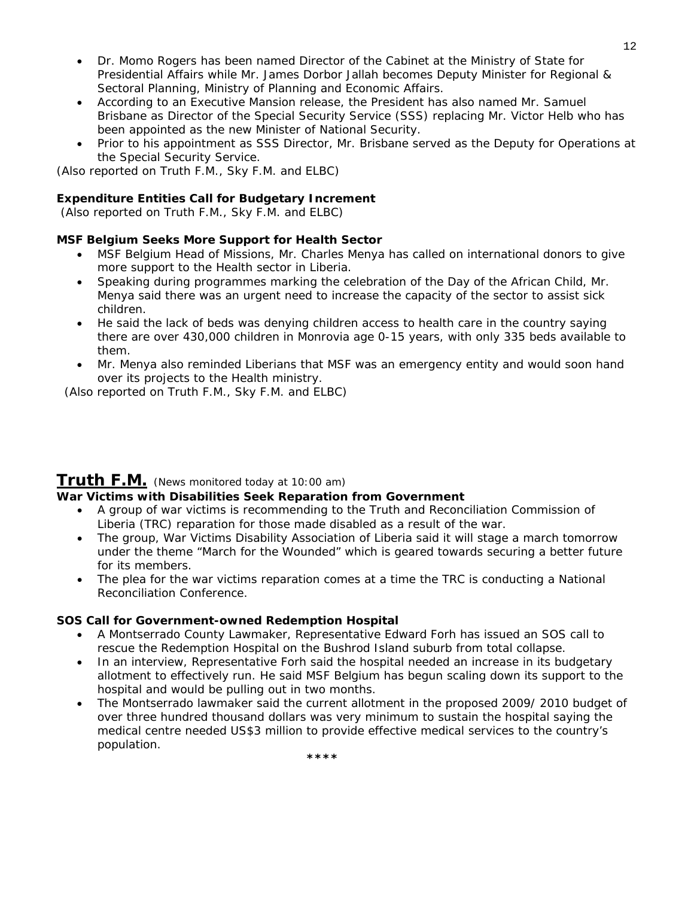- Dr. Momo Rogers has been named Director of the Cabinet at the Ministry of State for Presidential Affairs while Mr. James Dorbor Jallah becomes Deputy Minister for Regional & Sectoral Planning, Ministry of Planning and Economic Affairs.
- According to an Executive Mansion release, the President has also named Mr. Samuel Brisbane as Director of the Special Security Service (SSS) replacing Mr. Victor Helb who has been appointed as the new Minister of National Security.
- Prior to his appointment as SSS Director, Mr. Brisbane served as the Deputy for Operations at the Special Security Service.

*(Also reported on Truth F.M., Sky F.M. and ELBC)*

**Expenditure Entities Call for Budgetary Increment**

*(Also reported on Truth F.M., Sky F.M. and ELBC)*

**MSF Belgium Seeks More Support for Health Sector**

- MSF Belgium Head of Missions, Mr. Charles Menya has called on international donors to give more support to the Health sector in Liberia.
- Speaking during programmes marking the celebration of the Day of the African Child, Mr. Menya said there was an urgent need to increase the capacity of the sector to assist sick children.
- He said the lack of beds was denying children access to health care in the country saying there are over 430,000 children in Monrovia age 0-15 years, with only 335 beds available to them.
- Mr. Menya also reminded Liberians that MSF was an emergency entity and would soon hand over its projects to the Health ministry.

*(Also reported on Truth F.M., Sky F.M. and ELBC)*

## Truth F.M. *(News monitored today at 10:00 am)*

**War Victims with Disabilities Seek Reparation from Government**

- A group of war victims is recommending to the Truth and Reconciliation Commission of Liberia (TRC) reparation for those made disabled as a result of the war.
- The group, War Victims Disability Association of Liberia said it will stage a march tomorrow under the theme "March for the Wounded" which is geared towards securing a better future for its members.
- The plea for the war victims reparation comes at a time the TRC is conducting a National Reconciliation Conference.

**SOS Call for Government-owned Redemption Hospital**

- A Montserrado County Lawmaker, Representative Edward Forh has issued an SOS call to rescue the Redemption Hospital on the Bushrod Island suburb from total collapse.
- In an interview, Representative Forh said the hospital needed an increase in its budgetary allotment to effectively run. He said MSF Belgium has begun scaling down its support to the hospital and would be pulling out in two months.
- The Montserrado lawmaker said the current allotment in the proposed 2009/ 2010 budget of over three hundred thousand dollars was very minimum to sustain the hospital saying the medical centre needed US$3 million to provide effective medical services to the country's population.

\*\*\*\*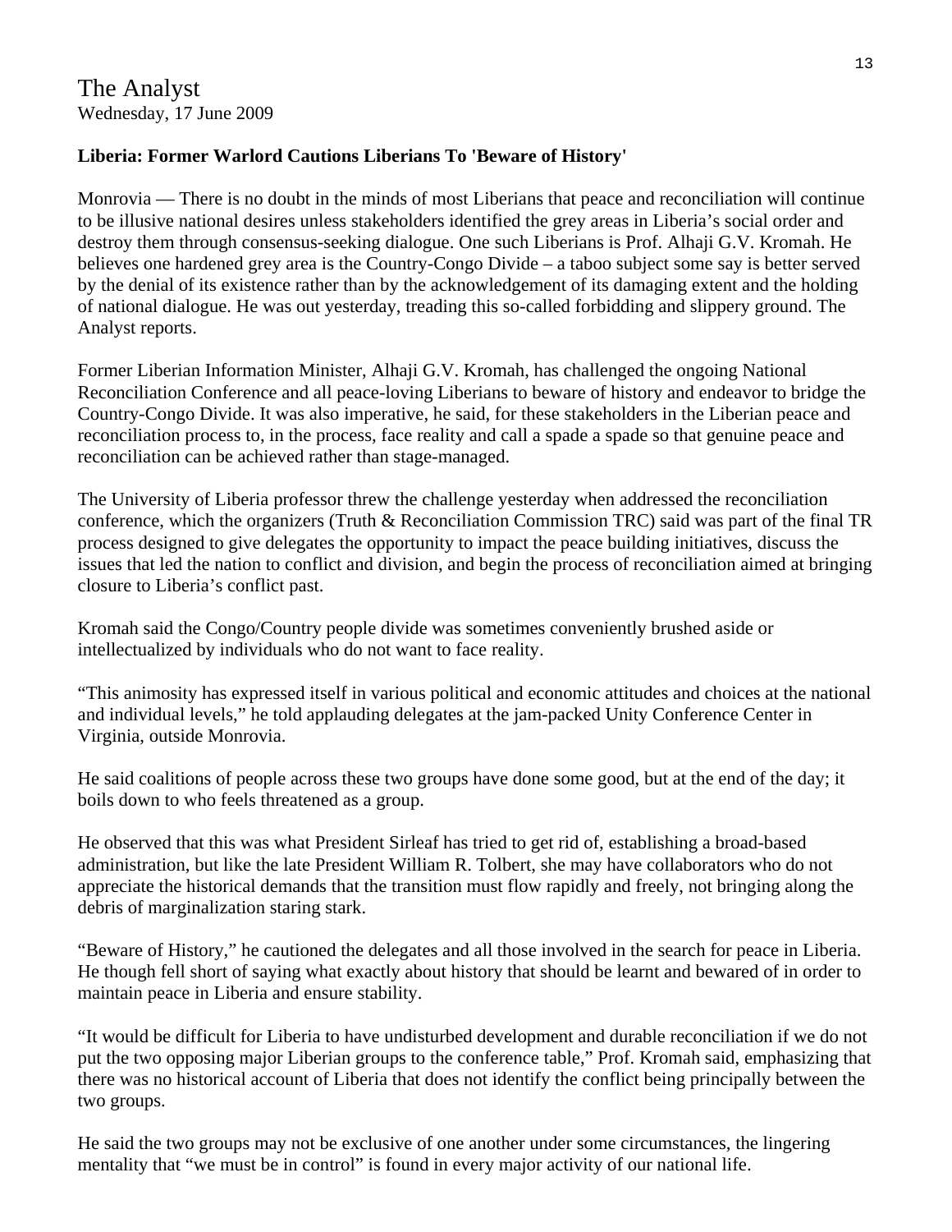The Analyst
Wednesday, 17 June 2009

**Liberia: Former Warlord Cautions Liberians To 'Beware of History'**

Monrovia — There is no doubt in the minds of most Liberians that peace and reconciliation will continue to be illusive national desires unless stakeholders identified the grey areas in Liberia's social order and destroy them through consensus-seeking dialogue. One such Liberians is Prof. Alhaji G.V. Kromah. He believes one hardened grey area is the Country-Congo Divide – a taboo subject some say is better served by the denial of its existence rather than by the acknowledgement of its damaging extent and the holding of national dialogue. He was out yesterday, treading this so-called forbidding and slippery ground. The Analyst reports.

Former Liberian Information Minister, Alhaji G.V. Kromah, has challenged the ongoing National Reconciliation Conference and all peace-loving Liberians to beware of history and endeavor to bridge the Country-Congo Divide. It was also imperative, he said, for these stakeholders in the Liberian peace and reconciliation process to, in the process, face reality and call a spade a spade so that genuine peace and reconciliation can be achieved rather than stage-managed.

The University of Liberia professor threw the challenge yesterday when addressed the reconciliation conference, which the organizers (Truth & Reconciliation Commission TRC) said was part of the final TR process designed to give delegates the opportunity to impact the peace building initiatives, discuss the issues that led the nation to conflict and division, and begin the process of reconciliation aimed at bringing closure to Liberia's conflict past.

Kromah said the Congo/Country people divide was sometimes conveniently brushed aside or intellectualized by individuals who do not want to face reality.

"This animosity has expressed itself in various political and economic attitudes and choices at the national and individual levels," he told applauding delegates at the jam-packed Unity Conference Center in Virginia, outside Monrovia.

He said coalitions of people across these two groups have done some good, but at the end of the day; it boils down to who feels threatened as a group.

He observed that this was what President Sirleaf has tried to get rid of, establishing a broad-based administration, but like the late President William R. Tolbert, she may have collaborators who do not appreciate the historical demands that the transition must flow rapidly and freely, not bringing along the debris of marginalization staring stark.

"Beware of History," he cautioned the delegates and all those involved in the search for peace in Liberia. He though fell short of saying what exactly about history that should be learnt and bewared of in order to maintain peace in Liberia and ensure stability.

"It would be difficult for Liberia to have undisturbed development and durable reconciliation if we do not put the two opposing major Liberian groups to the conference table," Prof. Kromah said, emphasizing that there was no historical account of Liberia that does not identify the conflict being principally between the two groups.

He said the two groups may not be exclusive of one another under some circumstances, the lingering mentality that "we must be in control" is found in every major activity of our national life.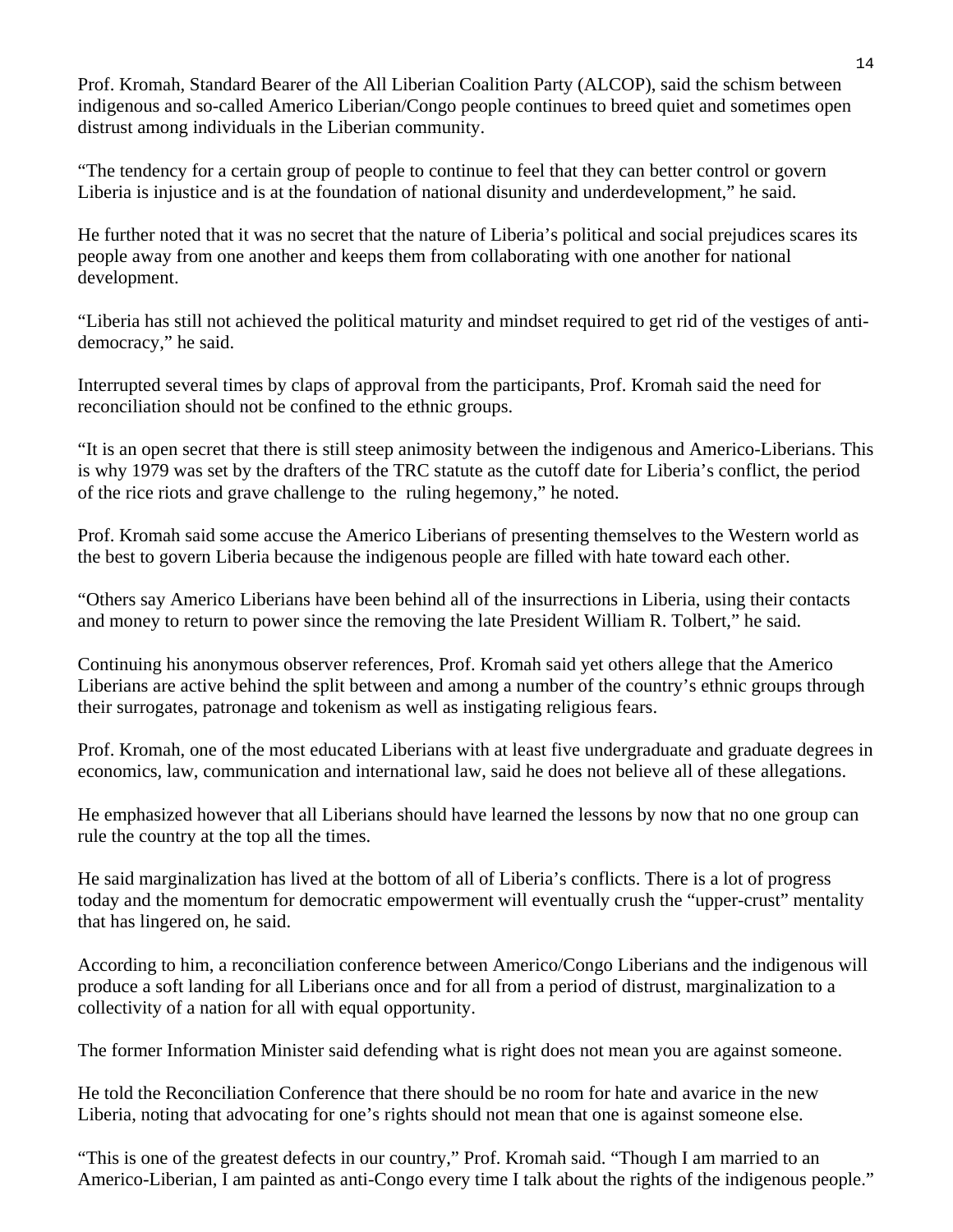Prof. Kromah, Standard Bearer of the All Liberian Coalition Party (ALCOP), said the schism between indigenous and so-called Americo Liberian/Congo people continues to breed quiet and sometimes open distrust among individuals in the Liberian community.

"The tendency for a certain group of people to continue to feel that they can better control or govern Liberia is injustice and is at the foundation of national disunity and underdevelopment," he said.

He further noted that it was no secret that the nature of Liberia's political and social prejudices scares its people away from one another and keeps them from collaborating with one another for national development.

"Liberia has still not achieved the political maturity and mindset required to get rid of the vestiges of anti-democracy," he said.

Interrupted several times by claps of approval from the participants, Prof. Kromah said the need for reconciliation should not be confined to the ethnic groups.

"It is an open secret that there is still steep animosity between the indigenous and Americo-Liberians. This is why 1979 was set by the drafters of the TRC statute as the cutoff date for Liberia's conflict, the period of the rice riots and grave challenge to the ruling hegemony," he noted.

Prof. Kromah said some accuse the Americo Liberians of presenting themselves to the Western world as the best to govern Liberia because the indigenous people are filled with hate toward each other.

"Others say Americo Liberians have been behind all of the insurrections in Liberia, using their contacts and money to return to power since the removing the late President William R. Tolbert," he said.

Continuing his anonymous observer references, Prof. Kromah said yet others allege that the Americo Liberians are active behind the split between and among a number of the country's ethnic groups through their surrogates, patronage and tokenism as well as instigating religious fears.

Prof. Kromah, one of the most educated Liberians with at least five undergraduate and graduate degrees in economics, law, communication and international law, said he does not believe all of these allegations.

He emphasized however that all Liberians should have learned the lessons by now that no one group can rule the country at the top all the times.

He said marginalization has lived at the bottom of all of Liberia's conflicts. There is a lot of progress today and the momentum for democratic empowerment will eventually crush the "upper-crust" mentality that has lingered on, he said.

According to him, a reconciliation conference between Americo/Congo Liberians and the indigenous will produce a soft landing for all Liberians once and for all from a period of distrust, marginalization to a collectivity of a nation for all with equal opportunity.

The former Information Minister said defending what is right does not mean you are against someone.

He told the Reconciliation Conference that there should be no room for hate and avarice in the new Liberia, noting that advocating for one's rights should not mean that one is against someone else.

"This is one of the greatest defects in our country," Prof. Kromah said. "Though I am married to an Americo-Liberian, I am painted as anti-Congo every time I talk about the rights of the indigenous people."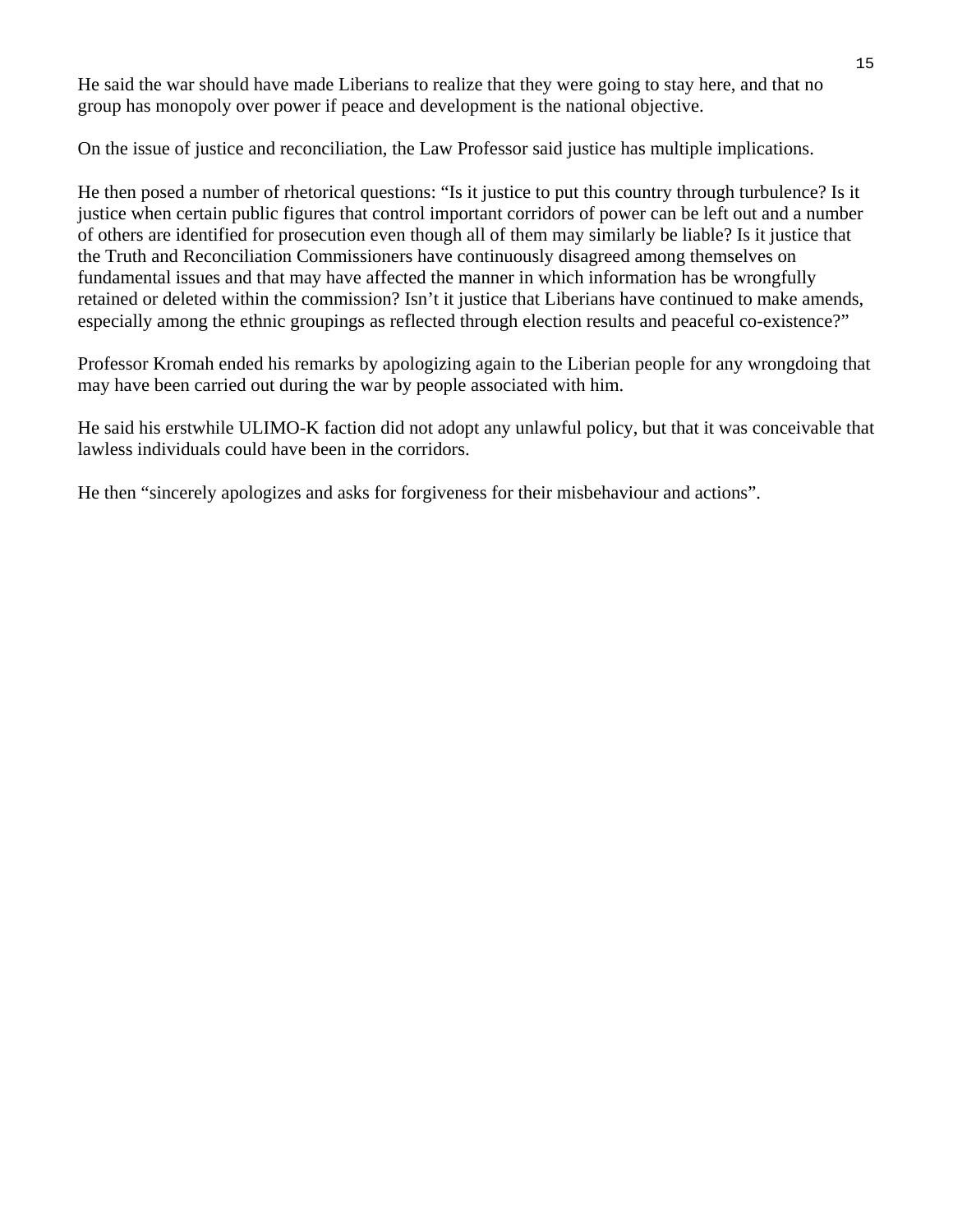He said the war should have made Liberians to realize that they were going to stay here, and that no group has monopoly over power if peace and development is the national objective.

On the issue of justice and reconciliation, the Law Professor said justice has multiple implications.

He then posed a number of rhetorical questions: "Is it justice to put this country through turbulence? Is it justice when certain public figures that control important corridors of power can be left out and a number of others are identified for prosecution even though all of them may similarly be liable? Is it justice that the Truth and Reconciliation Commissioners have continuously disagreed among themselves on fundamental issues and that may have affected the manner in which information has be wrongfully retained or deleted within the commission? Isn't it justice that Liberians have continued to make amends, especially among the ethnic groupings as reflected through election results and peaceful co-existence?"

Professor Kromah ended his remarks by apologizing again to the Liberian people for any wrongdoing that may have been carried out during the war by people associated with him.

He said his erstwhile ULIMO-K faction did not adopt any unlawful policy, but that it was conceivable that lawless individuals could have been in the corridors.

He then "sincerely apologizes and asks for forgiveness for their misbehaviour and actions".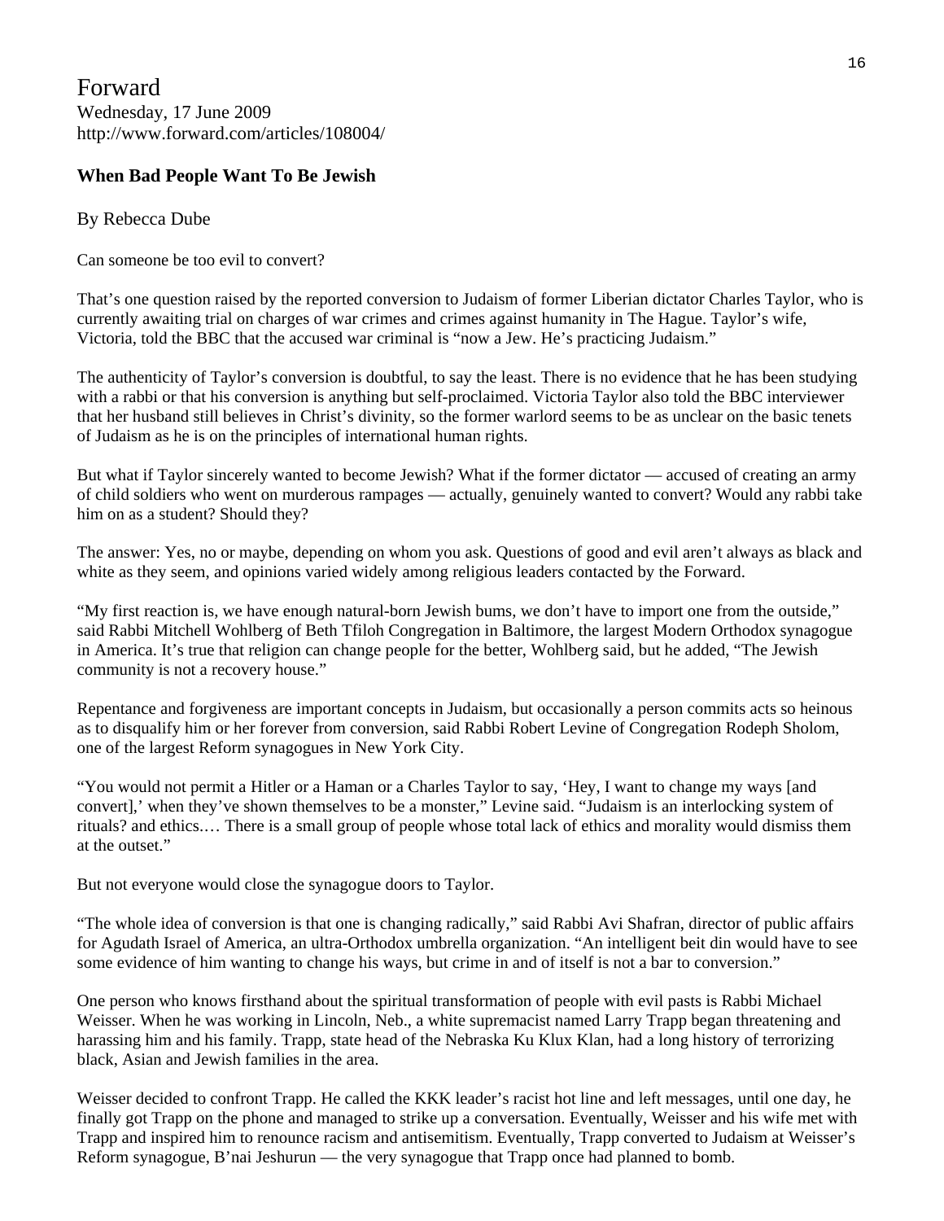Forward
Wednesday, 17 June 2009
http://www.forward.com/articles/108004/

### When Bad People Want To Be Jewish

By Rebecca Dube

Can someone be too evil to convert?

That's one question raised by the reported conversion to Judaism of former Liberian dictator Charles Taylor, who is currently awaiting trial on charges of war crimes and crimes against humanity in The Hague. Taylor's wife, Victoria, told the BBC that the accused war criminal is "now a Jew. He's practicing Judaism."

The authenticity of Taylor's conversion is doubtful, to say the least. There is no evidence that he has been studying with a rabbi or that his conversion is anything but self-proclaimed. Victoria Taylor also told the BBC interviewer that her husband still believes in Christ's divinity, so the former warlord seems to be as unclear on the basic tenets of Judaism as he is on the principles of international human rights.

But what if Taylor sincerely wanted to become Jewish? What if the former dictator — accused of creating an army of child soldiers who went on murderous rampages — actually, genuinely wanted to convert? Would any rabbi take him on as a student? Should they?

The answer: Yes, no or maybe, depending on whom you ask. Questions of good and evil aren't always as black and white as they seem, and opinions varied widely among religious leaders contacted by the Forward.

"My first reaction is, we have enough natural-born Jewish bums, we don't have to import one from the outside," said Rabbi Mitchell Wohlberg of Beth Tfiloh Congregation in Baltimore, the largest Modern Orthodox synagogue in America. It's true that religion can change people for the better, Wohlberg said, but he added, "The Jewish community is not a recovery house."

Repentance and forgiveness are important concepts in Judaism, but occasionally a person commits acts so heinous as to disqualify him or her forever from conversion, said Rabbi Robert Levine of Congregation Rodeph Sholom, one of the largest Reform synagogues in New York City.

"You would not permit a Hitler or a Haman or a Charles Taylor to say, 'Hey, I want to change my ways [and convert],' when they've shown themselves to be a monster," Levine said. "Judaism is an interlocking system of rituals? and ethics.… There is a small group of people whose total lack of ethics and morality would dismiss them at the outset."

But not everyone would close the synagogue doors to Taylor.

"The whole idea of conversion is that one is changing radically," said Rabbi Avi Shafran, director of public affairs for Agudath Israel of America, an ultra-Orthodox umbrella organization. "An intelligent beit din would have to see some evidence of him wanting to change his ways, but crime in and of itself is not a bar to conversion."

One person who knows firsthand about the spiritual transformation of people with evil pasts is Rabbi Michael Weisser. When he was working in Lincoln, Neb., a white supremacist named Larry Trapp began threatening and harassing him and his family. Trapp, state head of the Nebraska Ku Klux Klan, had a long history of terrorizing black, Asian and Jewish families in the area.

Weisser decided to confront Trapp. He called the KKK leader's racist hot line and left messages, until one day, he finally got Trapp on the phone and managed to strike up a conversation. Eventually, Weisser and his wife met with Trapp and inspired him to renounce racism and antisemitism. Eventually, Trapp converted to Judaism at Weisser's Reform synagogue, B'nai Jeshurun — the very synagogue that Trapp once had planned to bomb.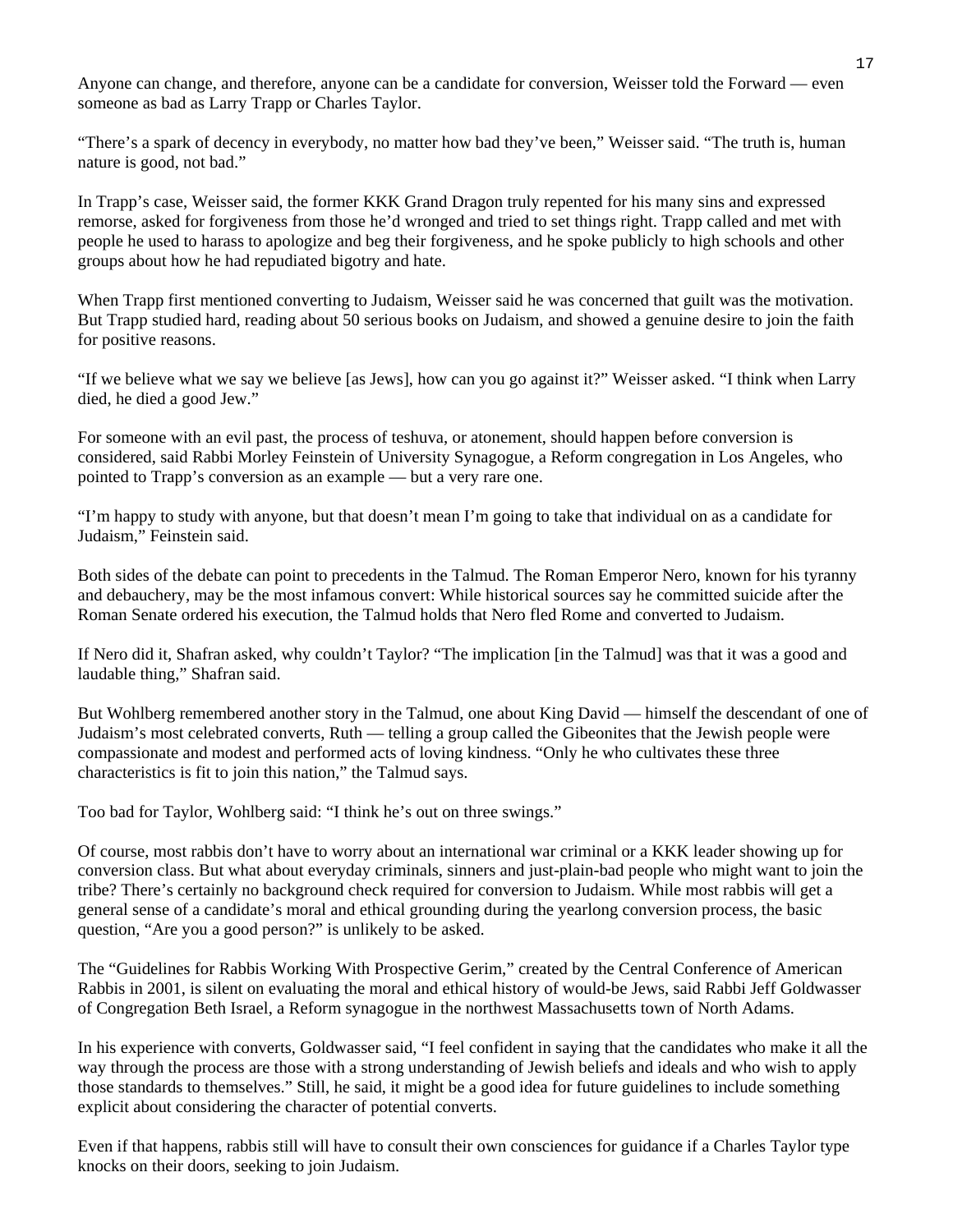Anyone can change, and therefore, anyone can be a candidate for conversion, Weisser told the Forward — even someone as bad as Larry Trapp or Charles Taylor.

“There’s a spark of decency in everybody, no matter how bad they’ve been,” Weisser said. “The truth is, human nature is good, not bad.”

In Trapp’s case, Weisser said, the former KKK Grand Dragon truly repented for his many sins and expressed remorse, asked for forgiveness from those he’d wronged and tried to set things right. Trapp called and met with people he used to harass to apologize and beg their forgiveness, and he spoke publicly to high schools and other groups about how he had repudiated bigotry and hate.

When Trapp first mentioned converting to Judaism, Weisser said he was concerned that guilt was the motivation. But Trapp studied hard, reading about 50 serious books on Judaism, and showed a genuine desire to join the faith for positive reasons.

“If we believe what we say we believe [as Jews], how can you go against it?” Weisser asked. “I think when Larry died, he died a good Jew.”

For someone with an evil past, the process of teshuva, or atonement, should happen before conversion is considered, said Rabbi Morley Feinstein of University Synagogue, a Reform congregation in Los Angeles, who pointed to Trapp’s conversion as an example — but a very rare one.

“I’m happy to study with anyone, but that doesn’t mean I’m going to take that individual on as a candidate for Judaism,” Feinstein said.

Both sides of the debate can point to precedents in the Talmud. The Roman Emperor Nero, known for his tyranny and debauchery, may be the most infamous convert: While historical sources say he committed suicide after the Roman Senate ordered his execution, the Talmud holds that Nero fled Rome and converted to Judaism.

If Nero did it, Shafran asked, why couldn’t Taylor? “The implication [in the Talmud] was that it was a good and laudable thing,” Shafran said.

But Wohlberg remembered another story in the Talmud, one about King David — himself the descendant of one of Judaism’s most celebrated converts, Ruth — telling a group called the Gibeonites that the Jewish people were compassionate and modest and performed acts of loving kindness. “Only he who cultivates these three characteristics is fit to join this nation,” the Talmud says.

Too bad for Taylor, Wohlberg said: “I think he’s out on three swings.”

Of course, most rabbis don’t have to worry about an international war criminal or a KKK leader showing up for conversion class. But what about everyday criminals, sinners and just-plain-bad people who might want to join the tribe? There’s certainly no background check required for conversion to Judaism. While most rabbis will get a general sense of a candidate’s moral and ethical grounding during the yearlong conversion process, the basic question, “Are you a good person?” is unlikely to be asked.

The “Guidelines for Rabbis Working With Prospective Gerim,” created by the Central Conference of American Rabbis in 2001, is silent on evaluating the moral and ethical history of would-be Jews, said Rabbi Jeff Goldwasser of Congregation Beth Israel, a Reform synagogue in the northwest Massachusetts town of North Adams.

In his experience with converts, Goldwasser said, “I feel confident in saying that the candidates who make it all the way through the process are those with a strong understanding of Jewish beliefs and ideals and who wish to apply those standards to themselves.” Still, he said, it might be a good idea for future guidelines to include something explicit about considering the character of potential converts.

Even if that happens, rabbis still will have to consult their own consciences for guidance if a Charles Taylor type knocks on their doors, seeking to join Judaism.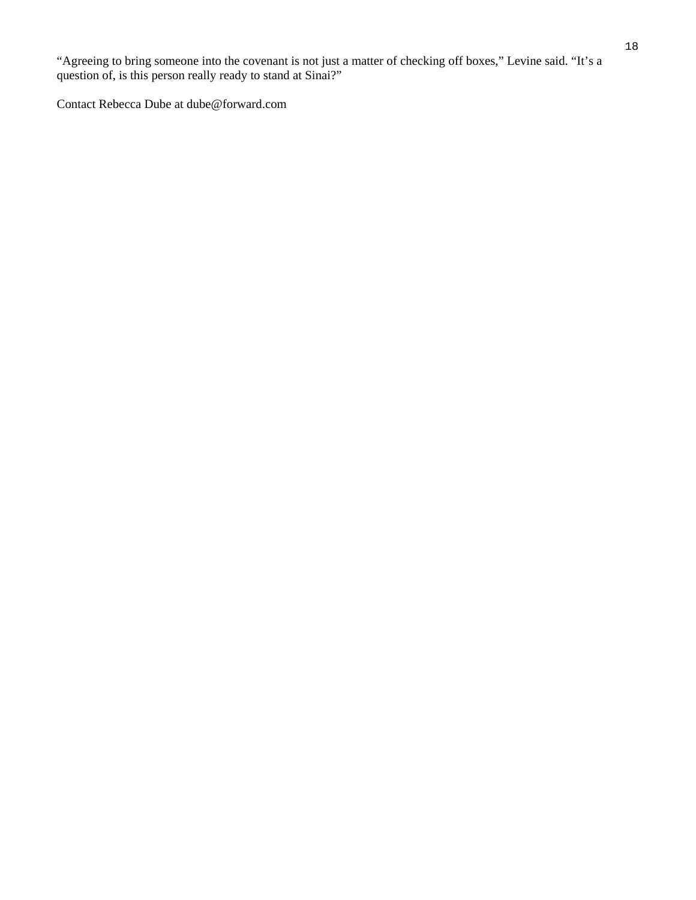"Agreeing to bring someone into the covenant is not just a matter of checking off boxes," Levine said. "It's a question of, is this person really ready to stand at Sinai?"

Contact Rebecca Dube at dube@forward.com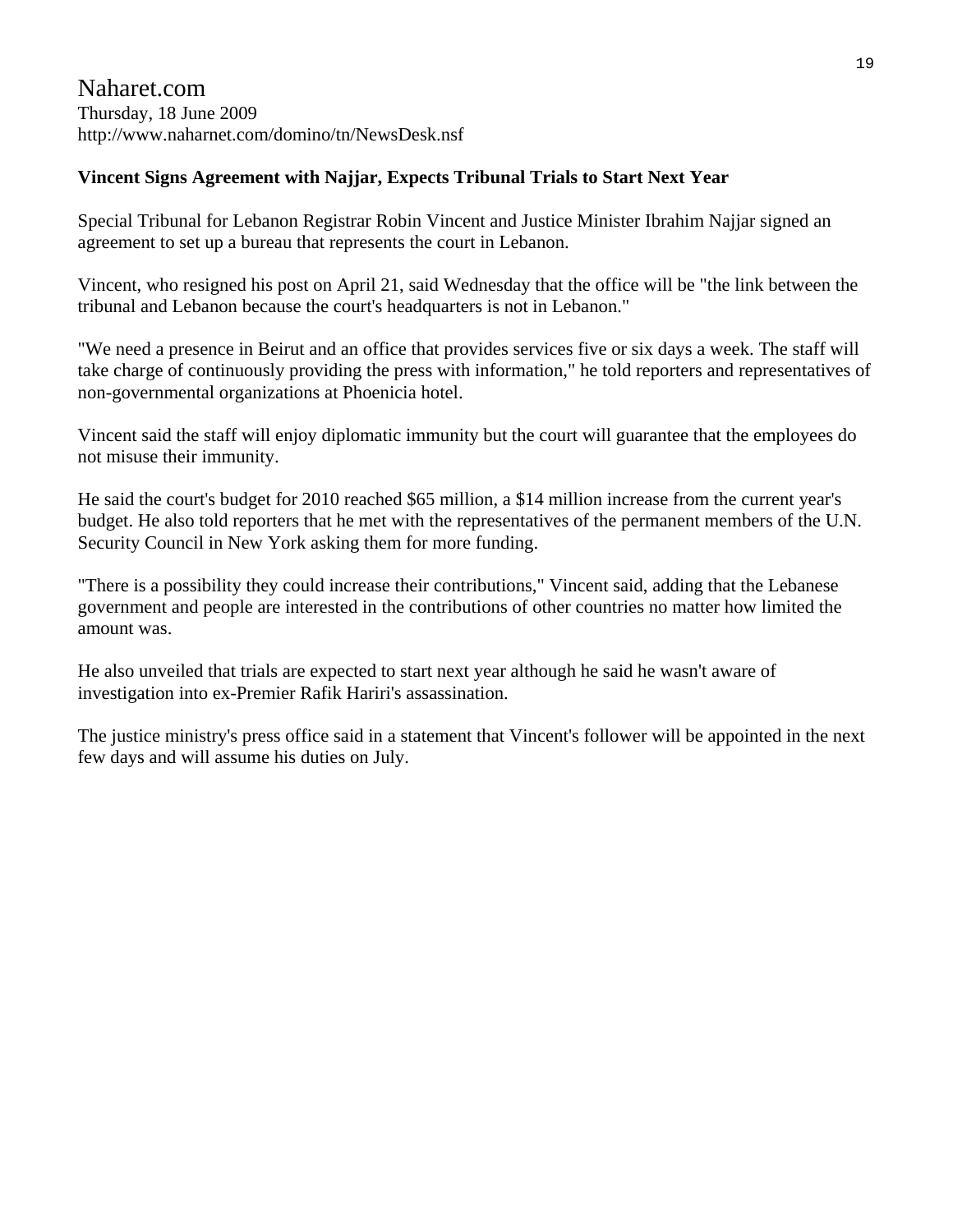Naharet.com
Thursday, 18 June 2009
http://www.naharnet.com/domino/tn/NewsDesk.nsf

**Vincent Signs Agreement with Najjar, Expects Tribunal Trials to Start Next Year**

Special Tribunal for Lebanon Registrar Robin Vincent and Justice Minister Ibrahim Najjar signed an agreement to set up a bureau that represents the court in Lebanon.

Vincent, who resigned his post on April 21, said Wednesday that the office will be "the link between the tribunal and Lebanon because the court's headquarters is not in Lebanon."

"We need a presence in Beirut and an office that provides services five or six days a week. The staff will take charge of continuously providing the press with information," he told reporters and representatives of non-governmental organizations at Phoenicia hotel.

Vincent said the staff will enjoy diplomatic immunity but the court will guarantee that the employees do not misuse their immunity.

He said the court's budget for 2010 reached $65 million, a $14 million increase from the current year's budget. He also told reporters that he met with the representatives of the permanent members of the U.N. Security Council in New York asking them for more funding.

"There is a possibility they could increase their contributions," Vincent said, adding that the Lebanese government and people are interested in the contributions of other countries no matter how limited the amount was.

He also unveiled that trials are expected to start next year although he said he wasn't aware of investigation into ex-Premier Rafik Hariri's assassination.

The justice ministry's press office said in a statement that Vincent's follower will be appointed in the next few days and will assume his duties on July.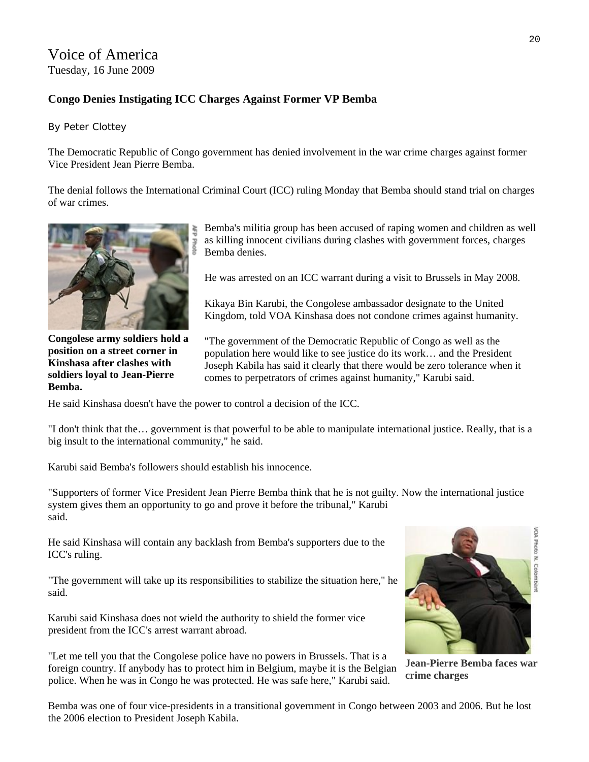# Voice of America

Tuesday, 16 June 2009

## Congo Denies Instigating ICC Charges Against Former VP Bemba

By Peter Clottey

The Democratic Republic of Congo government has denied involvement in the war crime charges against former Vice President Jean Pierre Bemba.

The denial follows the International Criminal Court (ICC) ruling Monday that Bemba should stand trial on charges of war crimes.

**Congolese army soldiers hold a position on a street corner in Kinshasa after clashes with soldiers loyal to Jean-Pierre Bemba.**

Bemba's militia group has been accused of raping women and children as well as killing innocent civilians during clashes with government forces, charges Bemba denies.

He was arrested on an ICC warrant during a visit to Brussels in May 2008.

Kikaya Bin Karubi, the Congolese ambassador designate to the United Kingdom, told VOA Kinshasa does not condone crimes against humanity.

"The government of the Democratic Republic of Congo as well as the population here would like to see justice do its work… and the President Joseph Kabila has said it clearly that there would be zero tolerance when it comes to perpetrators of crimes against humanity," Karubi said.

He said Kinshasa doesn't have the power to control a decision of the ICC.

"I don't think that the… government is that powerful to be able to manipulate international justice. Really, that is a big insult to the international community," he said.

Karubi said Bemba's followers should establish his innocence.

"Supporters of former Vice President Jean Pierre Bemba think that he is not guilty. Now the international justice system gives them an opportunity to go and prove it before the tribunal," Karubi said.

He said Kinshasa will contain any backlash from Bemba's supporters due to the ICC's ruling.

"The government will take up its responsibilities to stabilize the situation here," he said.

Karubi said Kinshasa does not wield the authority to shield the former vice president from the ICC's arrest warrant abroad.

"Let me tell you that the Congolese police have no powers in Brussels. That is a foreign country. If anybody has to protect him in Belgium, maybe it is the Belgian police. When he was in Congo he was protected. He was safe here," Karubi said.

**Jean-Pierre Bemba faces war crime charges**

Bemba was one of four vice-presidents in a transitional government in Congo between 2003 and 2006. But he lost the 2006 election to President Joseph Kabila.